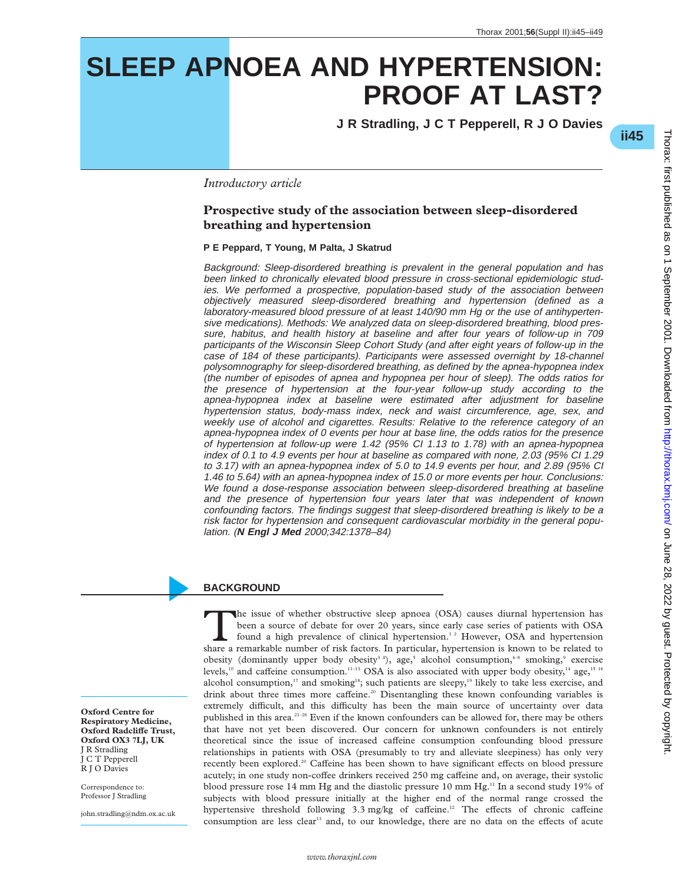# SLEEP APNOEA AND HYPERTENSION: PROOF AT LAST?

**J R Stradling, J C T Pepperell, R J O Davies**

*Introductory article*

## Prospective study of the association between sleep-disordered breathing and hypertension

**P E Peppard, T Young, M Palta, J Skatrud**

*Background: Sleep-disordered breathing is prevalent in the general population and has been linked to chronically elevated blood pressure in cross-sectional epidemiologic studies. We performed a prospective, population-based study of the association between objectively measured sleep-disordered breathing and hypertension (defined as a laboratory-measured blood pressure of at least 140/90 mm Hg or the use of antihypertensive medications). Methods: We analyzed data on sleep-disordered breathing, blood pressure, habitus, and health history at baseline and after four years of follow-up in 709 participants of the Wisconsin Sleep Cohort Study (and after eight years of follow-up in the case of 184 of these participants). Participants were assessed overnight by 18-channel polysomnography for sleep-disordered breathing, as defined by the apnea-hypopnea index (the number of episodes of apnea and hypopnea per hour of sleep). The odds ratios for the presence of hypertension at the four-year follow-up study according to the apnea-hypopnea index at baseline were estimated after adjustment for baseline hypertension status, body-mass index, neck and waist circumference, age, sex, and weekly use of alcohol and cigarettes. Results: Relative to the reference category of an apnea-hypopnea index of 0 events per hour at base line, the odds ratios for the presence of hypertension at follow-up were 1.42 (95% CI 1.13 to 1.78) with an apnea-hypopnea index of 0.1 to 4.9 events per hour at baseline as compared with none, 2.03 (95% CI 1.29 to 3.17) with an apnea-hypopnea index of 5.0 to 14.9 events per hour, and 2.89 (95% CI 1.46 to 5.64) with an apnea-hypopnea index of 15.0 or more events per hour. Conclusions: We found a dose-response association between sleep-disordered breathing at baseline and the presence of hypertension four years later that was independent of known confounding factors. The findings suggest that sleep-disordered breathing is likely to be a risk factor for hypertension and consequent cardiovascular morbidity in the general population. (**N Engl J Med** 2000;342:1378–84)*

## BACKGROUND

The issue of whether obstructive sleep apnoea (OSA) causes diurnal hypertension has been a source of debate for over 20 years, since early case series of patients with OSA found a high prevalence of clinical hypertension.[1,2] However, OSA and hypertension share a remarkable number of risk factors. In particular, hypertension is known to be related to obesity (dominantly upper body obesity[3,4]), age,[5] alcohol consumption,[6–8] smoking,[9] exercise levels,[10] and caffeine consumption.[11–13] OSA is also associated with upper body obesity,[14] age,[15,16] alcohol consumption,[17] and smoking[18]; such patients are sleepy,[19] likely to take less exercise, and drink about three times more caffeine.[20] Disentangling these known confounding variables is extremely difficult, and this difficulty has been the main source of uncertainty over data published in this area.[21–26] Even if the known confounders can be allowed for, there may be others that have not yet been discovered. Our concern for unknown confounders is not entirely theoretical since the issue of increased caffeine consumption confounding blood pressure relationships in patients with OSA (presumably to try and alleviate sleepiness) has only very recently been explored.[20] Caffeine has been shown to have significant effects on blood pressure acutely; in one study non-coffee drinkers received 250 mg caffeine and, on average, their systolic blood pressure rose 14 mm Hg and the diastolic pressure 10 mm Hg.[11] In a second study 19% of subjects with blood pressure initially at the higher end of the normal range crossed the hypertensive threshold following 3.3 mg/kg of caffeine.[12] The effects of chronic caffeine consumption are less clear[13] and, to our knowledge, there are no data on the effects of acute

**Oxford Centre for Respiratory Medicine, Oxford Radcliffe Trust, Oxford OX3 7LJ, UK**
J R Stradling
J C T Pepperell
R J O Davies

Correspondence to:
Professor J Stradling

john.stradling@ndm.ox.ac.uk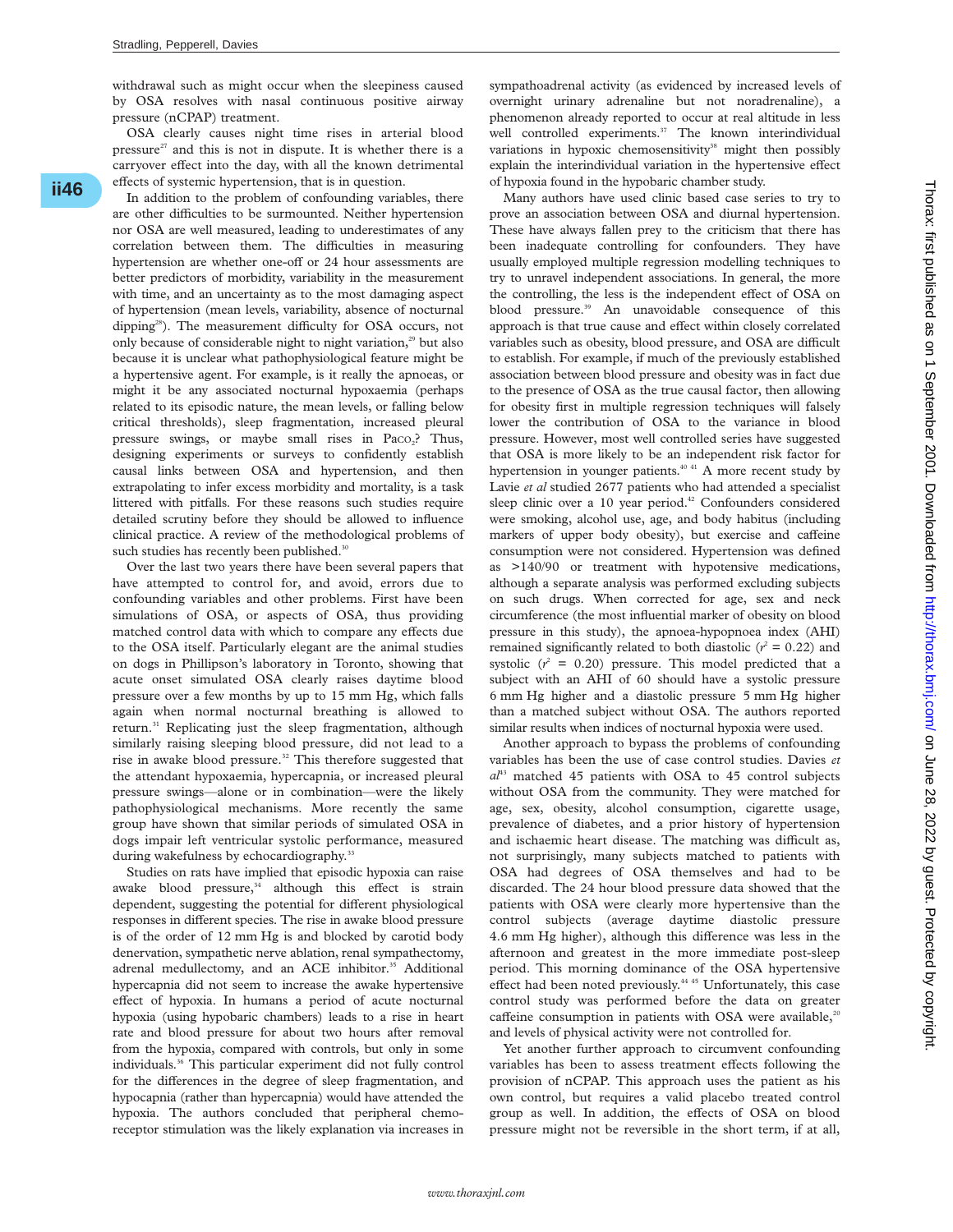withdrawal such as might occur when the sleepiness caused by OSA resolves with nasal continuous positive airway pressure (nCPAP) treatment.

OSA clearly causes night time rises in arterial blood pressure[27] and this is not in dispute. It is whether there is a carryover effect into the day, with all the known detrimental effects of systemic hypertension, that is in question.

In addition to the problem of confounding variables, there are other difficulties to be surmounted. Neither hypertension nor OSA are well measured, leading to underestimates of any correlation between them. The difficulties in measuring hypertension are whether one-off or 24 hour assessments are better predictors of morbidity, variability in the measurement with time, and an uncertainty as to the most damaging aspect of hypertension (mean levels, variability, absence of nocturnal dipping[28]). The measurement difficulty for OSA occurs, not only because of considerable night to night variation,[29] but also because it is unclear what pathophysiological feature might be a hypertensive agent. For example, is it really the apnoeas, or might it be any associated nocturnal hypoxaemia (perhaps related to its episodic nature, the mean levels, or falling below critical thresholds), sleep fragmentation, increased pleural pressure swings, or maybe small rises in $PaCO_2$? Thus, designing experiments or surveys to confidently establish causal links between OSA and hypertension, and then extrapolating to infer excess morbidity and mortality, is a task littered with pitfalls. For these reasons such studies require detailed scrutiny before they should be allowed to influence clinical practice. A review of the methodological problems of such studies has recently been published.[30]

Over the last two years there have been several papers that have attempted to control for, and avoid, errors due to confounding variables and other problems. First have been simulations of OSA, or aspects of OSA, thus providing matched control data with which to compare any effects due to the OSA itself. Particularly elegant are the animal studies on dogs in Phillipson's laboratory in Toronto, showing that acute onset simulated OSA clearly raises daytime blood pressure over a few months by up to 15 mm Hg, which falls again when normal nocturnal breathing is allowed to return.[31] Replicating just the sleep fragmentation, although similarly raising sleeping blood pressure, did not lead to a rise in awake blood pressure.[32] This therefore suggested that the attendant hypoxaemia, hypercapnia, or increased pleural pressure swings—alone or in combination—were the likely pathophysiological mechanisms. More recently the same group have shown that similar periods of simulated OSA in dogs impair left ventricular systolic performance, measured during wakefulness by echocardiography.[33]

Studies on rats have implied that episodic hypoxia can raise awake blood pressure,[34] although this effect is strain dependent, suggesting the potential for different physiological responses in different species. The rise in awake blood pressure is of the order of 12 mm Hg is and blocked by carotid body denervation, sympathetic nerve ablation, renal sympathectomy, adrenal medullectomy, and an ACE inhibitor.[35] Additional hypercapnia did not seem to increase the awake hypertensive effect of hypoxia. In humans a period of acute nocturnal hypoxia (using hypobaric chambers) leads to a rise in heart rate and blood pressure for about two hours after removal from the hypoxia, compared with controls, but only in some individuals.[36] This particular experiment did not fully control for the differences in the degree of sleep fragmentation, and hypocapnia (rather than hypercapnia) would have attended the hypoxia. The authors concluded that peripheral chemoreceptor stimulation was the likely explanation via increases in sympathoadrenal activity (as evidenced by increased levels of overnight urinary adrenaline but not noradrenaline), a phenomenon already reported to occur at real altitude in less well controlled experiments.[37] The known interindividual variations in hypoxic chemosensitivity[38] might then possibly explain the interindividual variation in the hypertensive effect of hypoxia found in the hypobaric chamber study.

Many authors have used clinic based case series to try to prove an association between OSA and diurnal hypertension. These have always fallen prey to the criticism that there has been inadequate controlling for confounders. They have usually employed multiple regression modelling techniques to try to unravel independent associations. In general, the more the controlling, the less is the independent effect of OSA on blood pressure.[39] An unavoidable consequence of this approach is that true cause and effect within closely correlated variables such as obesity, blood pressure, and OSA are difficult to establish. For example, if much of the previously established association between blood pressure and obesity was in fact due to the presence of OSA as the true causal factor, then allowing for obesity first in multiple regression techniques will falsely lower the contribution of OSA to the variance in blood pressure. However, most well controlled series have suggested that OSA is more likely to be an independent risk factor for hypertension in younger patients.[40,41] A more recent study by Lavie *et al* studied 2677 patients who had attended a specialist sleep clinic over a 10 year period.[42] Confounders considered were smoking, alcohol use, age, and body habitus (including markers of upper body obesity), but exercise and caffeine consumption were not considered. Hypertension was defined as >140/90 or treatment with hypotensive medications, although a separate analysis was performed excluding subjects on such drugs. When corrected for age, sex and neck circumference (the most influential marker of obesity on blood pressure in this study), the apnoea-hypopnoea index (AHI) remained significantly related to both diastolic ($r^2 = 0.22$) and systolic ($r^2 = 0.20$) pressure. This model predicted that a subject with an AHI of 60 should have a systolic pressure 6 mm Hg higher and a diastolic pressure 5 mm Hg higher than a matched subject without OSA. The authors reported similar results when indices of nocturnal hypoxia were used.

Another approach to bypass the problems of confounding variables has been the use of case control studies. Davies *et al*[43] matched 45 patients with OSA to 45 control subjects without OSA from the community. They were matched for age, sex, obesity, alcohol consumption, cigarette usage, prevalence of diabetes, and a prior history of hypertension and ischaemic heart disease. The matching was difficult as, not surprisingly, many subjects matched to patients with OSA had degrees of OSA themselves and had to be discarded. The 24 hour blood pressure data showed that the patients with OSA were clearly more hypertensive than the control subjects (average daytime diastolic pressure 4.6 mm Hg higher), although this difference was less in the afternoon and greatest in the more immediate post-sleep period. This morning dominance of the OSA hypertensive effect had been noted previously.[44,45] Unfortunately, this case control study was performed before the data on greater caffeine consumption in patients with OSA were available,[20] and levels of physical activity were not controlled for.

Yet another further approach to circumvent confounding variables has been to assess treatment effects following the provision of nCPAP. This approach uses the patient as his own control, but requires a valid placebo treated control group as well. In addition, the effects of OSA on blood pressure might not be reversible in the short term, if at all,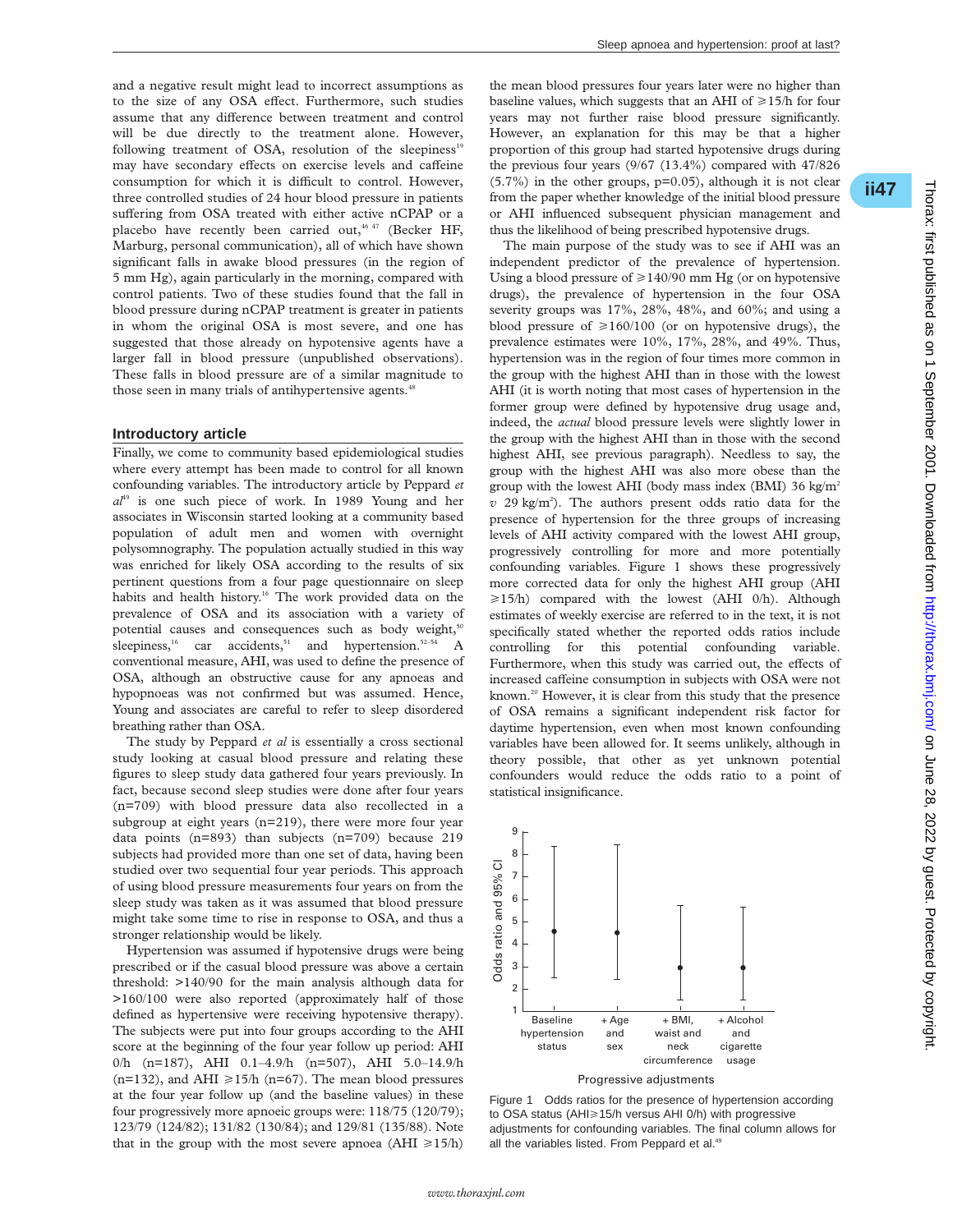and a negative result might lead to incorrect assumptions as to the size of any OSA effect. Furthermore, such studies assume that any difference between treatment and control will be due directly to the treatment alone. However, following treatment of OSA, resolution of the sleepiness[19] may have secondary effects on exercise levels and caffeine consumption for which it is difficult to control. However, three controlled studies of 24 hour blood pressure in patients suffering from OSA treated with either active nCPAP or a placebo have recently been carried out,[46 47] (Becker HF, Marburg, personal communication), all of which have shown significant falls in awake blood pressures (in the region of 5 mm Hg), again particularly in the morning, compared with control patients. Two of these studies found that the fall in blood pressure during nCPAP treatment is greater in patients in whom the original OSA is most severe, and one has suggested that those already on hypotensive agents have a larger fall in blood pressure (unpublished observations). These falls in blood pressure are of a similar magnitude to those seen in many trials of antihypertensive agents.[48]

## Introductory article

Finally, we come to community based epidemiological studies where every attempt has been made to control for all known confounding variables. The introductory article by Peppard *et al*[49] is one such piece of work. In 1989 Young and her associates in Wisconsin started looking at a community based population of adult men and women with overnight polysomnography. The population actually studied in this way was enriched for likely OSA according to the results of six pertinent questions from a four page questionnaire on sleep habits and health history.[16] The work provided data on the prevalence of OSA and its association with a variety of potential causes and consequences such as body weight,[50] sleepiness,[16] car accidents,[51] and hypertension.[52–54] A conventional measure, AHI, was used to define the presence of OSA, although an obstructive cause for any apnoeas and hypopnoeas was not confirmed but was assumed. Hence, Young and associates are careful to refer to sleep disordered breathing rather than OSA.

The study by Peppard *et al* is essentially a cross sectional study looking at casual blood pressure and relating these figures to sleep study data gathered four years previously. In fact, because second sleep studies were done after four years (n=709) with blood pressure data also recollected in a subgroup at eight years (n=219), there were more four year data points (n=893) than subjects (n=709) because 219 subjects had provided more than one set of data, having been studied over two sequential four year periods. This approach of using blood pressure measurements four years on from the sleep study was taken as it was assumed that blood pressure might take some time to rise in response to OSA, and thus a stronger relationship would be likely.

Hypertension was assumed if hypotensive drugs were being prescribed or if the casual blood pressure was above a certain threshold: >140/90 for the main analysis although data for >160/100 were also reported (approximately half of those defined as hypertensive were receiving hypotensive therapy). The subjects were put into four groups according to the AHI score at the beginning of the four year follow up period: AHI 0/h (n=187), AHI 0.1–4.9/h (n=507), AHI 5.0–14.9/h (n=132), and AHI ⩾15/h (n=67). The mean blood pressures at the four year follow up (and the baseline values) in these four progressively more apnoeic groups were: 118/75 (120/79); 123/79 (124/82); 131/82 (130/84); and 129/81 (135/88). Note that in the group with the most severe apnoea (AHI ⩾15/h) the mean blood pressures four years later were no higher than baseline values, which suggests that an AHI of ⩾15/h for four years may not further raise blood pressure significantly. However, an explanation for this may be that a higher proportion of this group had started hypotensive drugs during the previous four years (9/67 (13.4%) compared with 47/826 (5.7%) in the other groups, p=0.05), although it is not clear from the paper whether knowledge of the initial blood pressure or AHI influenced subsequent physician management and thus the likelihood of being prescribed hypotensive drugs.

The main purpose of the study was to see if AHI was an independent predictor of the prevalence of hypertension. Using a blood pressure of ⩾140/90 mm Hg (or on hypotensive drugs), the prevalence of hypertension in the four OSA severity groups was 17%, 28%, 48%, and 60%; and using a blood pressure of ⩾160/100 (or on hypotensive drugs), the prevalence estimates were 10%, 17%, 28%, and 49%. Thus, hypertension was in the region of four times more common in the group with the highest AHI than in those with the lowest AHI (it is worth noting that most cases of hypertension in the former group were defined by hypotensive drug usage and, indeed, the *actual* blood pressure levels were slightly lower in the group with the highest AHI than in those with the second highest AHI, see previous paragraph). Needless to say, the group with the highest AHI was also more obese than the group with the lowest AHI (body mass index (BMI) 36 kg/m² *v* 29 kg/m²). The authors present odds ratio data for the presence of hypertension for the three groups of increasing levels of AHI activity compared with the lowest AHI group, progressively controlling for more and more potentially confounding variables. Figure 1 shows these progressively more corrected data for only the highest AHI group (AHI ⩾15/h) compared with the lowest (AHI 0/h). Although estimates of weekly exercise are referred to in the text, it is not specifically stated whether the reported odds ratios include controlling for this potential confounding variable. Furthermore, when this study was carried out, the effects of increased caffeine consumption in subjects with OSA were not known.[20] However, it is clear from this study that the presence of OSA remains a significant independent risk factor for daytime hypertension, even when most known confounding variables have been allowed for. It seems unlikely, although in theory possible, that other as yet unknown potential confounders would reduce the odds ratio to a point of statistical insignificance.

Figure 1 Odds ratios for the presence of hypertension according to OSA status (AHI⩾15/h versus AHI 0/h) with progressive adjustments for confounding variables. The final column allows for all the variables listed. From Peppard et al.[49]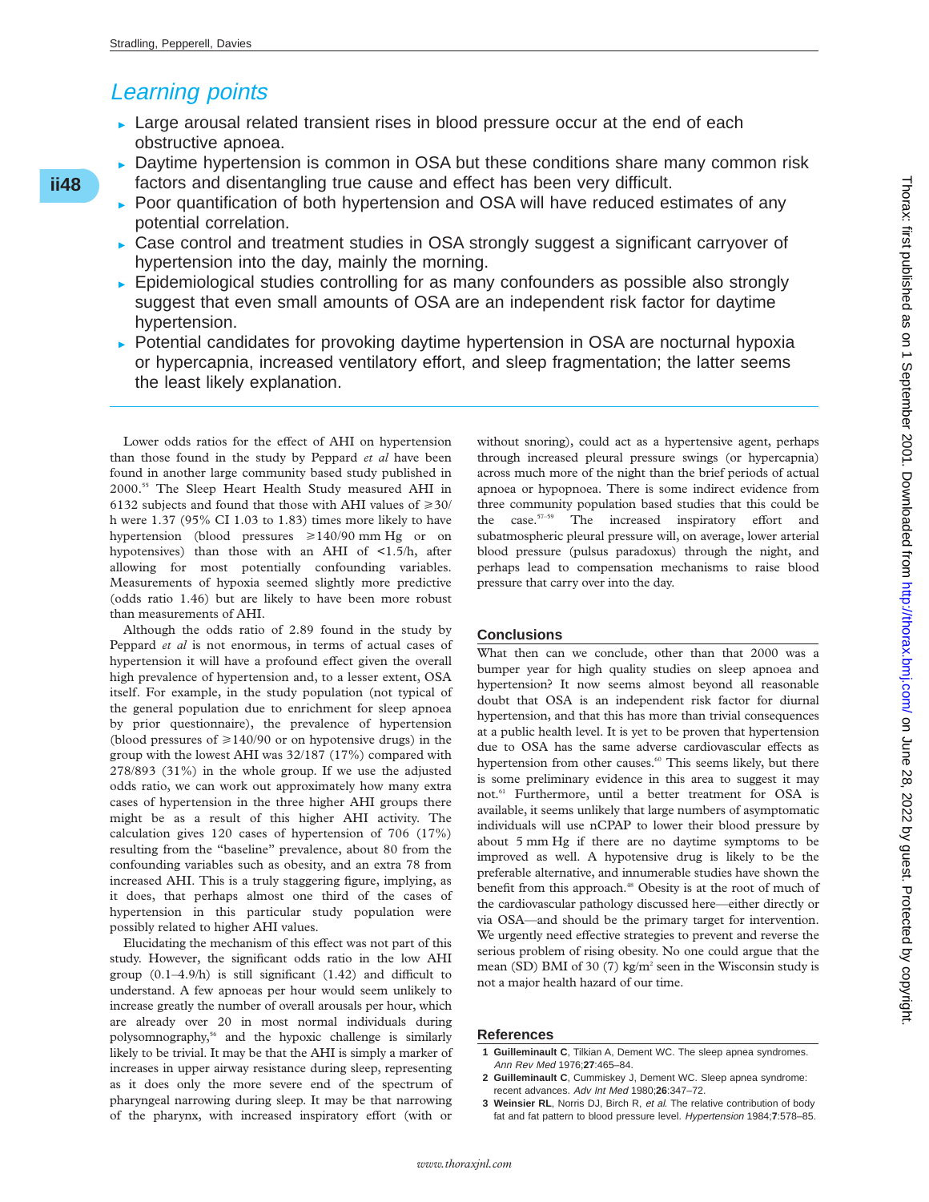## Learning points

- Large arousal related transient rises in blood pressure occur at the end of each obstructive apnoea.
- Daytime hypertension is common in OSA but these conditions share many common risk factors and disentangling true cause and effect has been very difficult.
- Poor quantification of both hypertension and OSA will have reduced estimates of any potential correlation.
- Case control and treatment studies in OSA strongly suggest a significant carryover of hypertension into the day, mainly the morning.
- Epidemiological studies controlling for as many confounders as possible also strongly suggest that even small amounts of OSA are an independent risk factor for daytime hypertension.
- Potential candidates for provoking daytime hypertension in OSA are nocturnal hypoxia or hypercapnia, increased ventilatory effort, and sleep fragmentation; the latter seems the least likely explanation.

Lower odds ratios for the effect of AHI on hypertension than those found in the study by Peppard *et al* have been found in another large community based study published in 2000.[55] The Sleep Heart Health Study measured AHI in 6132 subjects and found that those with AHI values of ≥30/h were 1.37 (95% CI 1.03 to 1.83) times more likely to have hypertension (blood pressures ≥140/90 mm Hg or on hypotensives) than those with an AHI of <1.5/h, after allowing for most potentially confounding variables. Measurements of hypoxia seemed slightly more predictive (odds ratio 1.46) but are likely to have been more robust than measurements of AHI.

Although the odds ratio of 2.89 found in the study by Peppard *et al* is not enormous, in terms of actual cases of hypertension it will have a profound effect given the overall high prevalence of hypertension and, to a lesser extent, OSA itself. For example, in the study population (not typical of the general population due to enrichment for sleep apnoea by prior questionnaire), the prevalence of hypertension (blood pressures of ≥140/90 or on hypotensive drugs) in the group with the lowest AHI was 32/187 (17%) compared with 278/893 (31%) in the whole group. If we use the adjusted odds ratio, we can work out approximately how many extra cases of hypertension in the three higher AHI groups there might be as a result of this higher AHI activity. The calculation gives 120 cases of hypertension of 706 (17%) resulting from the "baseline" prevalence, about 80 from the confounding variables such as obesity, and an extra 78 from increased AHI. This is a truly staggering figure, implying, as it does, that perhaps almost one third of the cases of hypertension in this particular study population were possibly related to higher AHI values.

Elucidating the mechanism of this effect was not part of this study. However, the significant odds ratio in the low AHI group (0.1–4.9/h) is still significant (1.42) and difficult to understand. A few apnoeas per hour would seem unlikely to increase greatly the number of overall arousals per hour, which are already over 20 in most normal individuals during polysomnography,[56] and the hypoxic challenge is similarly likely to be trivial. It may be that the AHI is simply a marker of increases in upper airway resistance during sleep, representing as it does only the more severe end of the spectrum of pharyngeal narrowing during sleep. It may be that narrowing of the pharynx, with increased inspiratory effort (with or without snoring), could act as a hypertensive agent, perhaps through increased pleural pressure swings (or hypercapnia) across much more of the night than the brief periods of actual apnoea or hypopnoea. There is some indirect evidence from three community population based studies that this could be the case.[57–59] The increased inspiratory effort and subatmospheric pleural pressure will, on average, lower arterial blood pressure (pulsus paradoxus) through the night, and perhaps lead to compensation mechanisms to raise blood pressure that carry over into the day.

## Conclusions

What then can we conclude, other than that 2000 was a bumper year for high quality studies on sleep apnoea and hypertension? It now seems almost beyond all reasonable doubt that OSA is an independent risk factor for diurnal hypertension, and that this has more than trivial consequences at a public health level. It is yet to be proven that hypertension due to OSA has the same adverse cardiovascular effects as hypertension from other causes.[60] This seems likely, but there is some preliminary evidence in this area to suggest it may not.[61] Furthermore, until a better treatment for OSA is available, it seems unlikely that large numbers of asymptomatic individuals will use nCPAP to lower their blood pressure by about 5 mm Hg if there are no daytime symptoms to be improved as well. A hypotensive drug is likely to be the preferable alternative, and innumerable studies have shown the benefit from this approach.[48] Obesity is at the root of much of the cardiovascular pathology discussed here—either directly or via OSA—and should be the primary target for intervention. We urgently need effective strategies to prevent and reverse the serious problem of rising obesity. No one could argue that the mean (SD) BMI of 30 (7) kg/m² seen in the Wisconsin study is not a major health hazard of our time.

## References

1. **Guilleminault C**, Tilkian A, Dement WC. The sleep apnea syndromes. *Ann Rev Med* 1976;**27**:465–84.
2. **Guilleminault C**, Cummiskey J, Dement WC. Sleep apnea syndrome: recent advances. *Adv Int Med* 1980;**26**:347–72.
3. **Weinsier RL**, Norris DJ, Birch R, *et al*. The relative contribution of body fat and fat pattern to blood pressure level. *Hypertension* 1984;**7**:578–85.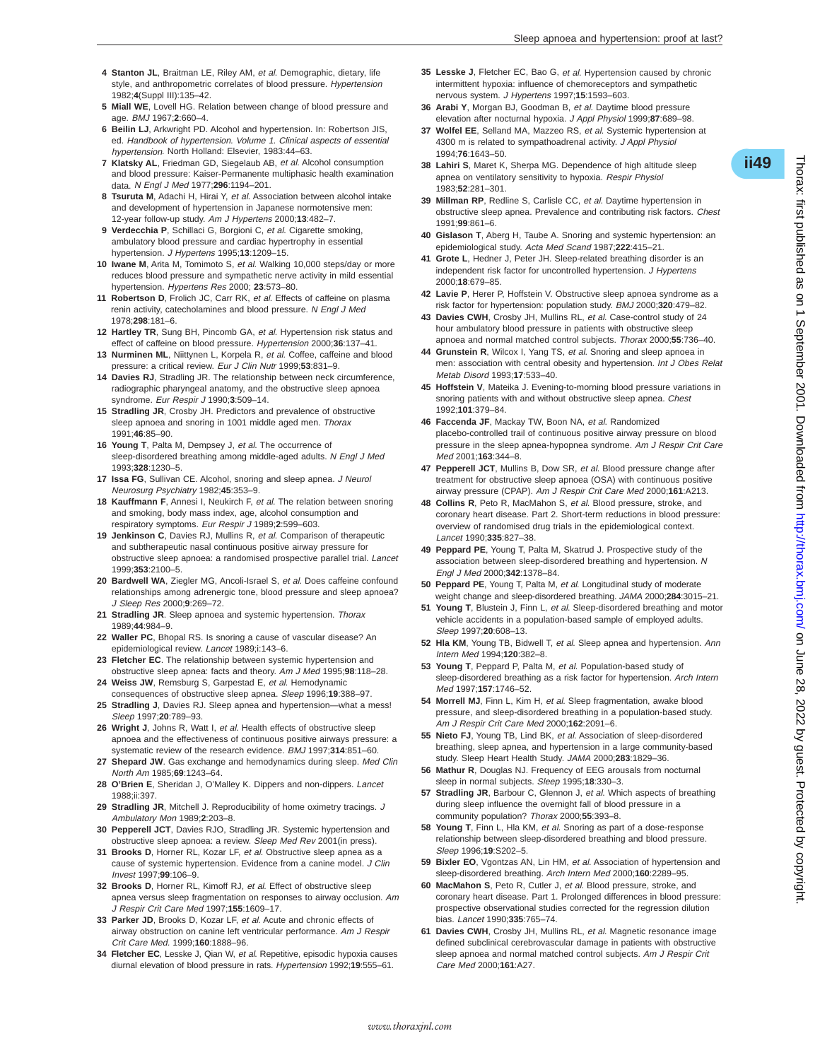4 **Stanton JL**, Braitman LE, Riley AM, *et al.* Demographic, dietary, life style, and anthropometric correlates of blood pressure. *Hypertension* 1982;**4**(Suppl III):135–42.

5 **Miall WE**, Lovell HG. Relation between change of blood pressure and age. *BMJ* 1967;**2**:660–4.

6 **Beilin LJ**, Arkwright PD. Alcohol and hypertension. In: Robertson JIS, ed. *Handbook of hypertension. Volume 1. Clinical aspects of essential hypertension*. North Holland: Elsevier, 1983:44–63.

7 **Klatsky AL**, Friedman GD, Siegelaub AB, *et al.* Alcohol consumption and blood pressure: Kaiser-Permanente multiphasic health examination data. *N Engl J Med* 1977;**296**:1194–201.

8 **Tsuruta M**, Adachi H, Hirai Y, *et al.* Association between alcohol intake and development of hypertension in Japanese normotensive men: 12-year follow-up study. *Am J Hypertens* 2000;**13**:482–7.

9 **Verdecchia P**, Schillaci G, Borgioni C, *et al.* Cigarette smoking, ambulatory blood pressure and cardiac hypertrophy in essential hypertension. *J Hypertens* 1995;**13**:1209–15.

10 **Iwane M**, Arita M, Tomimoto S, *et al.* Walking 10,000 steps/day or more reduces blood pressure and sympathetic nerve activity in mild essential hypertension. *Hypertens Res* 2000; **23**:573–80.

11 **Robertson D**, Frolich JC, Carr RK, *et al.* Effects of caffeine on plasma renin activity, catecholamines and blood pressure. *N Engl J Med* 1978;**298**:181–6.

12 **Hartley TR**, Sung BH, Pincomb GA, *et al.* Hypertension risk status and effect of caffeine on blood pressure. *Hypertension* 2000;**36**:137–41.

13 **Nurminen ML**, Niittynen L, Korpela R, *et al.* Coffee, caffeine and blood pressure: a critical review. *Eur J Clin Nutr* 1999;**53**:831–9.

14 **Davies RJ**, Stradling JR. The relationship between neck circumference, radiographic pharyngeal anatomy, and the obstructive sleep apnoea syndrome. *Eur Respir J* 1990;**3**:509–14.

15 **Stradling JR**, Crosby JH. Predictors and prevalence of obstructive sleep apnoea and snoring in 1001 middle aged men. *Thorax* 1991;**46**:85–90.

16 **Young T**, Palta M, Dempsey J, *et al.* The occurrence of sleep-disordered breathing among middle-aged adults. *N Engl J Med* 1993;**328**:1230–5.

17 **Issa FG**, Sullivan CE. Alcohol, snoring and sleep apnea. *J Neurol Neurosurg Psychiatry* 1982;**45**:353–9.

18 **Kauffmann F**, Annesi I, Neukirch F, *et al.* The relation between snoring and smoking, body mass index, age, alcohol consumption and respiratory symptoms. *Eur Respir J* 1989;**2**:599–603.

19 **Jenkinson C**, Davies RJ, Mullins R, *et al.* Comparison of therapeutic and subtherapeutic nasal continuous positive airway pressure for obstructive sleep apnoea: a randomised prospective parallel trial. *Lancet* 1999;**353**:2100–5.

20 **Bardwell WA**, Ziegler MG, Ancoli-Israel S, *et al.* Does caffeine confound relationships among adrenergic tone, blood pressure and sleep apnoea? *J Sleep Res* 2000;**9**:269–72.

21 **Stradling JR**. Sleep apnoea and systemic hypertension. *Thorax* 1989;**44**:984–9.

22 **Waller PC**, Bhopal RS. Is snoring a cause of vascular disease? An epidemiological review. *Lancet* 1989;i:143–6.

23 **Fletcher EC**. The relationship between systemic hypertension and obstructive sleep apnea: facts and theory. *Am J Med* 1995;**98**:118–28.

24 **Weiss JW**, Remsburg S, Garpestad E, *et al.* Hemodynamic consequences of obstructive sleep apnea. *Sleep* 1996;**19**:388–97.

25 **Stradling J**, Davies RJ. Sleep apnea and hypertension—what a mess! *Sleep* 1997;**20**:789–93.

26 **Wright J**, Johns R, Watt I, *et al.* Health effects of obstructive sleep apnoea and the effectiveness of continuous positive airways pressure: a systematic review of the research evidence. *BMJ* 1997;**314**:851–60.

27 **Shepard JW**. Gas exchange and hemodynamics during sleep. *Med Clin North Am* 1985;**69**:1243–64.

28 **O'Brien E**, Sheridan J, O'Malley K. Dippers and non-dippers. *Lancet* 1988;ii:397.

29 **Stradling JR**, Mitchell J. Reproducibility of home oximetry tracings. *J Ambulatory Mon* 1989;**2**:203–8.

30 **Pepperell JCT**, Davies RJO, Stradling JR. Systemic hypertension and obstructive sleep apnoea: a review. *Sleep Med Rev* 2001(in press).

31 **Brooks D**, Horner RL, Kozar LF, *et al.* Obstructive sleep apnea as a cause of systemic hypertension. Evidence from a canine model. *J Clin Invest* 1997;**99**:106–9.

32 **Brooks D**, Horner RL, Kimoff RJ, *et al.* Effect of obstructive sleep apnea versus sleep fragmentation on responses to airway occlusion. *Am J Respir Crit Care Med* 1997;**155**:1609–17.

33 **Parker JD**, Brooks D, Kozar LF, *et al.* Acute and chronic effects of airway obstruction on canine left ventricular performance. *Am J Respir Crit Care Med.* 1999;**160**:1888–96.

34 **Fletcher EC**, Lesske J, Qian W, *et al.* Repetitive, episodic hypoxia causes diurnal elevation of blood pressure in rats. *Hypertension* 1992;**19**:555–61.

35 **Lesske J**, Fletcher EC, Bao G, *et al.* Hypertension caused by chronic intermittent hypoxia: influence of chemoreceptors and sympathetic nervous system. *J Hypertens* 1997;**15**:1593–603.

36 **Arabi Y**, Morgan BJ, Goodman B, *et al.* Daytime blood pressure elevation after nocturnal hypoxia. *J Appl Physiol* 1999;**87**:689–98.

37 **Wolfel EE**, Selland MA, Mazzeo RS, *et al.* Systemic hypertension at 4300 m is related to sympathoadrenal activity. *J Appl Physiol* 1994;**76**:1643–50.

38 **Lahiri S**, Maret K, Sherpa MG. Dependence of high altitude sleep apnea on ventilatory sensitivity to hypoxia. *Respir Physiol* 1983;**52**:281–301.

39 **Millman RP**, Redline S, Carlisle CC, *et al.* Daytime hypertension in obstructive sleep apnea. Prevalence and contributing risk factors. *Chest* 1991;**99**:861–6.

40 **Gislason T**, Aberg H, Taube A. Snoring and systemic hypertension: an epidemiological study. *Acta Med Scand* 1987;**222**:415–21.

41 **Grote L**, Hedner J, Peter JH. Sleep-related breathing disorder is an independent risk factor for uncontrolled hypertension. *J Hypertens* 2000;**18**:679–85.

42 **Lavie P**, Herer P, Hoffstein V. Obstructive sleep apnoea syndrome as a risk factor for hypertension: population study. *BMJ* 2000;**320**:479–82.

43 **Davies CWH**, Crosby JH, Mullins RL, *et al.* Case-control study of 24 hour ambulatory blood pressure in patients with obstructive sleep apnoea and normal matched control subjects. *Thorax* 2000;**55**:736–40.

44 **Grunstein R**, Wilcox I, Yang TS, *et al.* Snoring and sleep apnoea in men: association with central obesity and hypertension. *Int J Obes Relat Metab Disord* 1993;**17**:533–40.

45 **Hoffstein V**, Mateika J. Evening-to-morning blood pressure variations in snoring patients with and without obstructive sleep apnea. *Chest* 1992;**101**:379–84.

46 **Faccenda JF**, Mackay TW, Boon NA, *et al.* Randomized placebo-controlled trail of continuous positive airway pressure on blood pressure in the sleep apnea-hypopnea syndrome. *Am J Respir Crit Care Med* 2001;**163**:344–8.

47 **Pepperell JCT**, Mullins B, Dow SR, *et al.* Blood pressure change after treatment for obstructive sleep apnoea (OSA) with continuous positive airway pressure (CPAP). *Am J Respir Crit Care Med* 2000;**161**:A213.

48 **Collins R**, Peto R, MacMahon S, *et al.* Blood pressure, stroke, and coronary heart disease. Part 2. Short-term reductions in blood pressure: overview of randomised drug trials in the epidemiological context. *Lancet* 1990;**335**:827–38.

49 **Peppard PE**, Young T, Palta M, Skatrud J. Prospective study of the association between sleep-disordered breathing and hypertension. *N Engl J Med* 2000;**342**:1378–84.

50 **Peppard PE**, Young T, Palta M, *et al.* Longitudinal study of moderate weight change and sleep-disordered breathing. *JAMA* 2000;**284**:3015–21.

51 **Young T**, Blustein J, Finn L, *et al.* Sleep-disordered breathing and motor vehicle accidents in a population-based sample of employed adults. *Sleep* 1997;**20**:608–13.

52 **Hla KM**, Young TB, Bidwell T, *et al.* Sleep apnea and hypertension. *Ann Intern Med* 1994;**120**:382–8.

53 **Young T**, Peppard P, Palta M, *et al.* Population-based study of sleep-disordered breathing as a risk factor for hypertension. *Arch Intern Med* 1997;**157**:1746–52.

54 **Morrell MJ**, Finn L, Kim H, *et al.* Sleep fragmentation, awake blood pressure, and sleep-disordered breathing in a population-based study. *Am J Respir Crit Care Med* 2000;**162**:2091–6.

55 **Nieto FJ**, Young TB, Lind BK, *et al.* Association of sleep-disordered breathing, sleep apnea, and hypertension in a large community-based study. Sleep Heart Health Study. *JAMA* 2000;**283**:1829–36.

56 **Mathur R**, Douglas NJ. Frequency of EEG arousals from nocturnal sleep in normal subjects. *Sleep* 1995;**18**:330–3.

57 **Stradling JR**, Barbour C, Glennon J, *et al.* Which aspects of breathing during sleep influence the overnight fall of blood pressure in a community population? *Thorax* 2000;**55**:393–8.

58 **Young T**, Finn L, Hla KM, *et al.* Snoring as part of a dose-response relationship between sleep-disordered breathing and blood pressure. *Sleep* 1996;**19**:S202–5.

59 **Bixler EO**, Vgontzas AN, Lin HM, *et al.* Association of hypertension and sleep-disordered breathing. *Arch Intern Med* 2000;**160**:2289–95.

60 **MacMahon S**, Peto R, Cutler J, *et al.* Blood pressure, stroke, and coronary heart disease. Part 1. Prolonged differences in blood pressure: prospective observational studies corrected for the regression dilution bias. *Lancet* 1990;**335**:765–74.

61 **Davies CWH**, Crosby JH, Mullins RL, *et al.* Magnetic resonance image defined subclinical cerebrovascular damage in patients with obstructive sleep apnoea and normal matched control subjects. *Am J Respir Crit Care Med* 2000;**161**:A27.